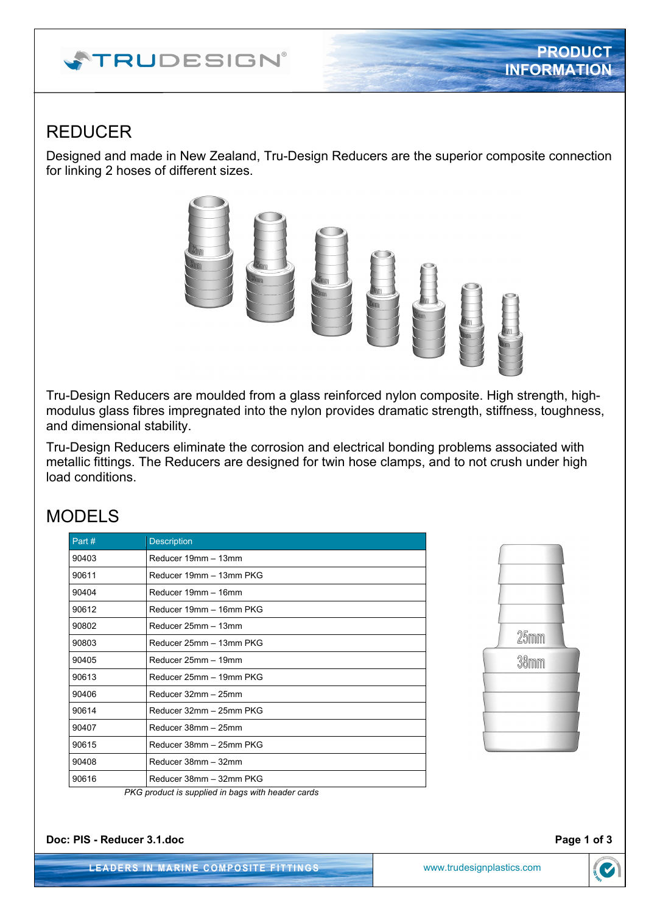# REDUCER

Designed and made in New Zealand, Tru-Design Reducers are the superior composite connection for linking 2 hoses of different sizes.

Tru-Design Reducers are moulded from a glass reinforced nylon composite. High strength, high-modulus glass fibres impregnated into the nylon provides dramatic strength, stiffness, toughness, and dimensional stability.

Tru-Design Reducers eliminate the corrosion and electrical bonding problems associated with metallic fittings. The Reducers are designed for twin hose clamps, and to not crush under high load conditions.

## MODELS

| Part # | Description |
|---|---|
| 90403 | Reducer 19mm – 13mm |
| 90611 | Reducer 19mm – 13mm PKG |
| 90404 | Reducer 19mm – 16mm |
| 90612 | Reducer 19mm – 16mm PKG |
| 90802 | Reducer 25mm – 13mm |
| 90803 | Reducer 25mm – 13mm PKG |
| 90405 | Reducer 25mm – 19mm |
| 90613 | Reducer 25mm – 19mm PKG |
| 90406 | Reducer 32mm – 25mm |
| 90614 | Reducer 32mm – 25mm PKG |
| 90407 | Reducer 38mm – 25mm |
| 90615 | Reducer 38mm – 25mm PKG |
| 90408 | Reducer 38mm – 32mm |
| 90616 | Reducer 38mm – 32mm PKG |

*PKG product is supplied in bags with header cards*

**Doc: PIS - Reducer 3.1.doc**

LEADERS IN MARINE COMPOSITE FITTINGS

www.trudesignplastics.com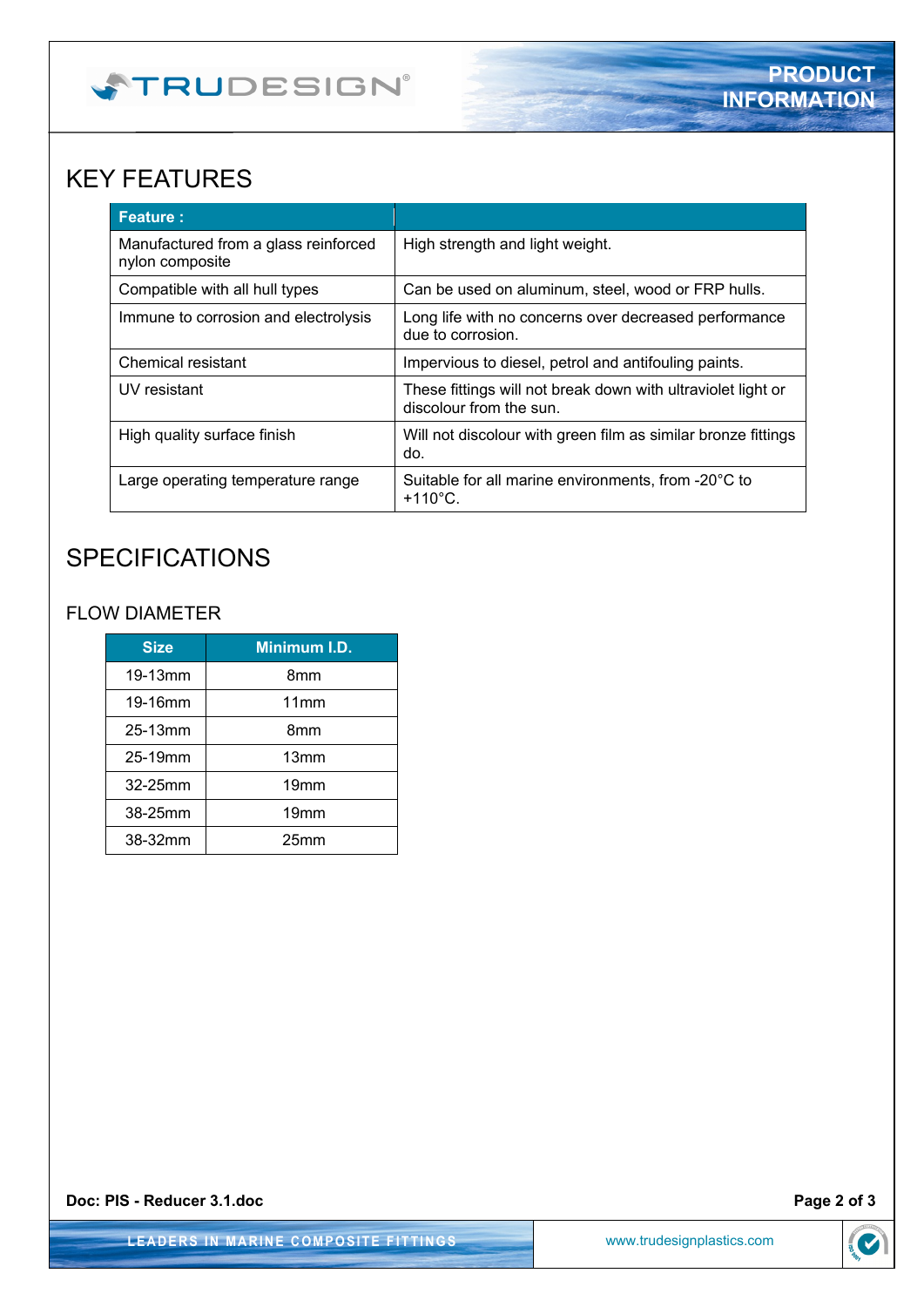# KEY FEATURES

| Feature : | |
|---|---|
| Manufactured from a glass reinforced nylon composite | High strength and light weight. |
| Compatible with all hull types | Can be used on aluminum, steel, wood or FRP hulls. |
| Immune to corrosion and electrolysis | Long life with no concerns over decreased performance due to corrosion. |
| Chemical resistant | Impervious to diesel, petrol and antifouling paints. |
| UV resistant | These fittings will not break down with ultraviolet light or discolour from the sun. |
| High quality surface finish | Will not discolour with green film as similar bronze fittings do. |
| Large operating temperature range | Suitable for all marine environments, from -20°C to +110°C. |

# SPECIFICATIONS

## FLOW DIAMETER

| Size | Minimum I.D. |
|---|---|
| 19-13mm | 8mm |
| 19-16mm | 11mm |
| 25-13mm | 8mm |
| 25-19mm | 13mm |
| 32-25mm | 19mm |
| 38-25mm | 19mm |
| 38-32mm | 25mm |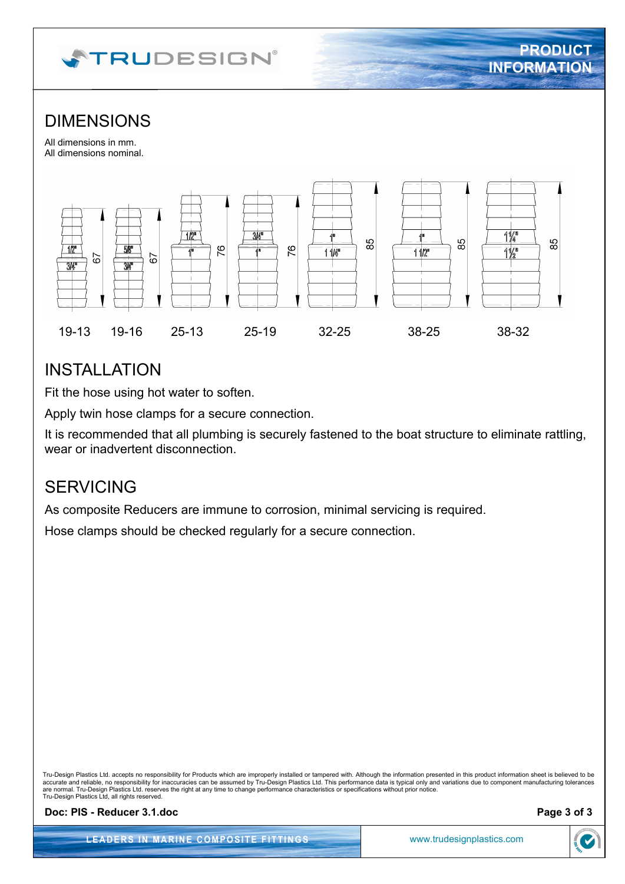## DIMENSIONS

All dimensions in mm.
All dimensions nominal.

1/2"
3/4"
67
5/8"
3/4"
67
1/2"
1"
76
3/4"
1"
76
1"
1 1/4"
85
1"
1 1/2"
85
1 1/4"
1 1/2"
85

19-13 19-16 25-13 25-19 32-25 38-25 38-32

## INSTALLATION

Fit the hose using hot water to soften.

Apply twin hose clamps for a secure connection.

It is recommended that all plumbing is securely fastened to the boat structure to eliminate rattling, wear or inadvertent disconnection.

## SERVICING

As composite Reducers are immune to corrosion, minimal servicing is required.

Hose clamps should be checked regularly for a secure connection.

Tru-Design Plastics Ltd. accepts no responsibility for Products which are improperly installed or tampered with. Although the information presented in this product information sheet is believed to be accurate and reliable, no responsibility for inaccuracies can be assumed by Tru-Design Plastics Ltd. This performance data is typical only and variations due to component manufacturing tolerances are normal. Tru-Design Plastics Ltd. reserves the right at any time to change performance characteristics or specifications without prior notice.
Tru-Design Plastics Ltd, all rights reserved.

**Doc: PIS - Reducer 3.1.doc**